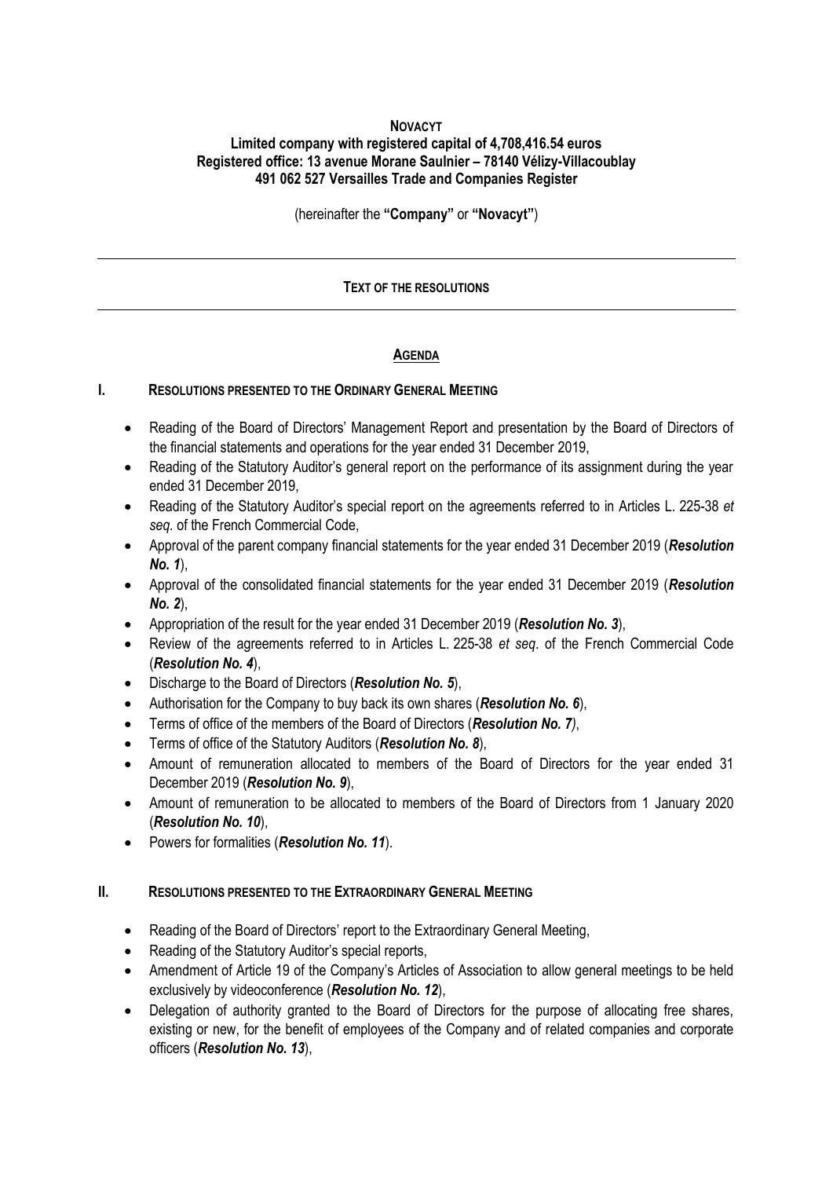**NOVACYT**
**Limited company with registered capital of 4,708,416.54 euros**
**Registered office: 13 avenue Morane Saulnier – 78140 Vélizy-Villacoublay**
**491 062 527 Versailles Trade and Companies Register**

(hereinafter the **"Company"** or **"Novacyt"**)

---

# TEXT OF THE RESOLUTIONS

---

## AGENDA

### I. RESOLUTIONS PRESENTED TO THE ORDINARY GENERAL MEETING

- Reading of the Board of Directors' Management Report and presentation by the Board of Directors of the financial statements and operations for the year ended 31 December 2019,
- Reading of the Statutory Auditor's general report on the performance of its assignment during the year ended 31 December 2019,
- Reading of the Statutory Auditor's special report on the agreements referred to in Articles L. 225-38 *et seq.* of the French Commercial Code,
- Approval of the parent company financial statements for the year ended 31 December 2019 (***Resolution No. 1***),
- Approval of the consolidated financial statements for the year ended 31 December 2019 (***Resolution No. 2***),
- Appropriation of the result for the year ended 31 December 2019 (***Resolution No. 3***),
- Review of the agreements referred to in Articles L. 225-38 *et seq*. of the French Commercial Code (***Resolution No. 4***),
- Discharge to the Board of Directors (***Resolution No. 5***),
- Authorisation for the Company to buy back its own shares (***Resolution No. 6***),
- Terms of office of the members of the Board of Directors (***Resolution No. 7)***,
- Terms of office of the Statutory Auditors (***Resolution No. 8***),
- Amount of remuneration allocated to members of the Board of Directors for the year ended 31 December 2019 (***Resolution No. 9***),
- Amount of remuneration to be allocated to members of the Board of Directors from 1 January 2020 (***Resolution No. 10***),
- Powers for formalities (***Resolution No. 11***).

### II. RESOLUTIONS PRESENTED TO THE EXTRAORDINARY GENERAL MEETING

- Reading of the Board of Directors' report to the Extraordinary General Meeting,
- Reading of the Statutory Auditor's special reports,
- Amendment of Article 19 of the Company's Articles of Association to allow general meetings to be held exclusively by videoconference (***Resolution No. 12***),
- Delegation of authority granted to the Board of Directors for the purpose of allocating free shares, existing or new, for the benefit of employees of the Company and of related companies and corporate officers (***Resolution No. 13***),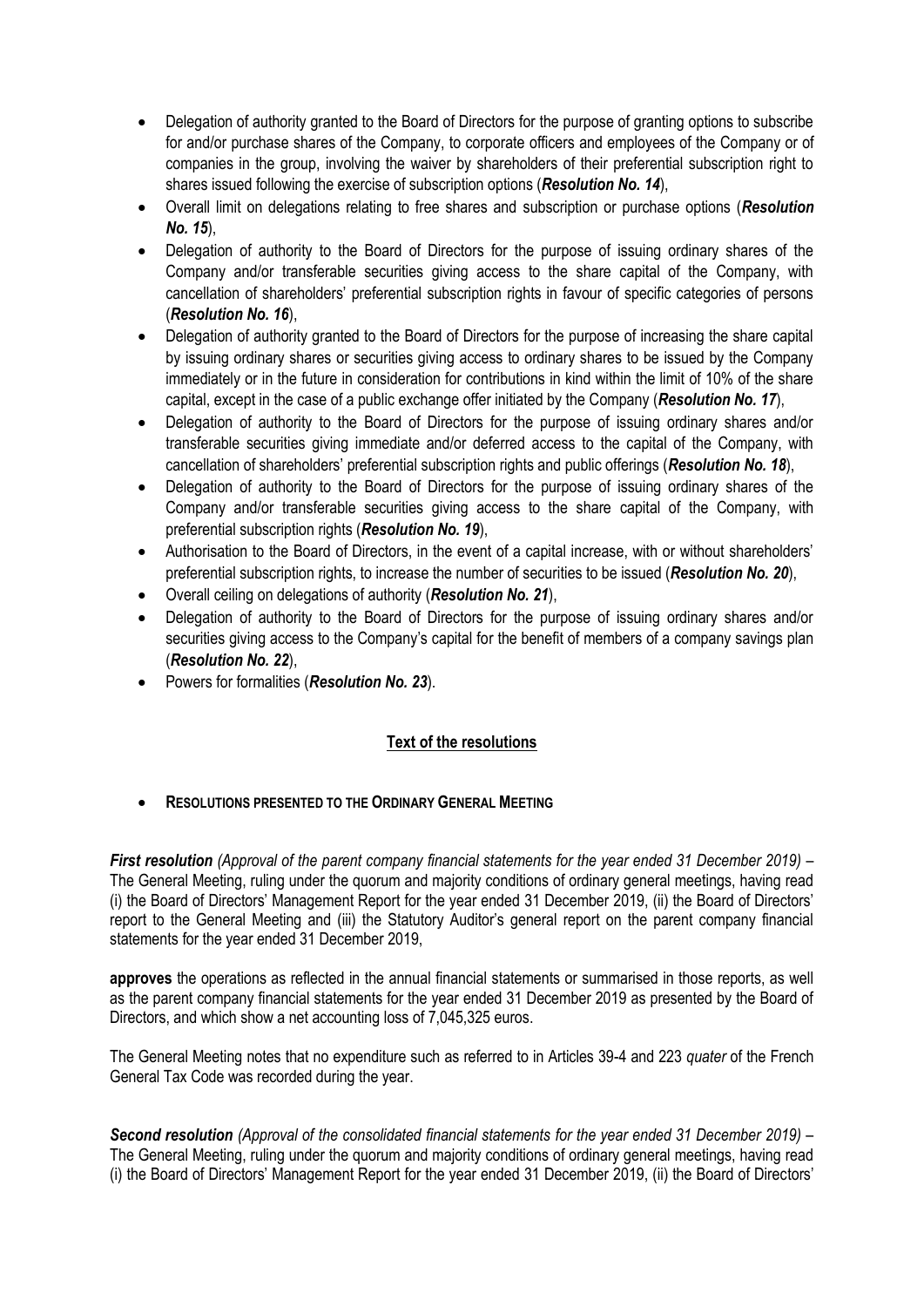- Delegation of authority granted to the Board of Directors for the purpose of granting options to subscribe for and/or purchase shares of the Company, to corporate officers and employees of the Company or of companies in the group, involving the waiver by shareholders of their preferential subscription right to shares issued following the exercise of subscription options (***Resolution No. 14***),
- Overall limit on delegations relating to free shares and subscription or purchase options (***Resolution No. 15***),
- Delegation of authority to the Board of Directors for the purpose of issuing ordinary shares of the Company and/or transferable securities giving access to the share capital of the Company, with cancellation of shareholders' preferential subscription rights in favour of specific categories of persons (***Resolution No. 16***),
- Delegation of authority granted to the Board of Directors for the purpose of increasing the share capital by issuing ordinary shares or securities giving access to ordinary shares to be issued by the Company immediately or in the future in consideration for contributions in kind within the limit of 10% of the share capital, except in the case of a public exchange offer initiated by the Company (***Resolution No. 17***),
- Delegation of authority to the Board of Directors for the purpose of issuing ordinary shares and/or transferable securities giving immediate and/or deferred access to the capital of the Company, with cancellation of shareholders' preferential subscription rights and public offerings (***Resolution No. 18***),
- Delegation of authority to the Board of Directors for the purpose of issuing ordinary shares of the Company and/or transferable securities giving access to the share capital of the Company, with preferential subscription rights (***Resolution No. 19***),
- Authorisation to the Board of Directors, in the event of a capital increase, with or without shareholders' preferential subscription rights, to increase the number of securities to be issued (***Resolution No. 20***),
- Overall ceiling on delegations of authority (***Resolution No. 21***),
- Delegation of authority to the Board of Directors for the purpose of issuing ordinary shares and/or securities giving access to the Company's capital for the benefit of members of a company savings plan (***Resolution No. 22***),
- Powers for formalities (***Resolution No. 23***).

## **Text of the resolutions**

- **RESOLUTIONS PRESENTED TO THE ORDINARY GENERAL MEETING**

***First resolution*** *(Approval of the parent company financial statements for the year ended 31 December 2019)* – The General Meeting, ruling under the quorum and majority conditions of ordinary general meetings, having read (i) the Board of Directors' Management Report for the year ended 31 December 2019, (ii) the Board of Directors' report to the General Meeting and (iii) the Statutory Auditor's general report on the parent company financial statements for the year ended 31 December 2019,

**approves** the operations as reflected in the annual financial statements or summarised in those reports, as well as the parent company financial statements for the year ended 31 December 2019 as presented by the Board of Directors, and which show a net accounting loss of 7,045,325 euros.

The General Meeting notes that no expenditure such as referred to in Articles 39-4 and 223 *quater* of the French General Tax Code was recorded during the year.

***Second resolution*** *(Approval of the consolidated financial statements for the year ended 31 December 2019)* – The General Meeting, ruling under the quorum and majority conditions of ordinary general meetings, having read (i) the Board of Directors' Management Report for the year ended 31 December 2019, (ii) the Board of Directors'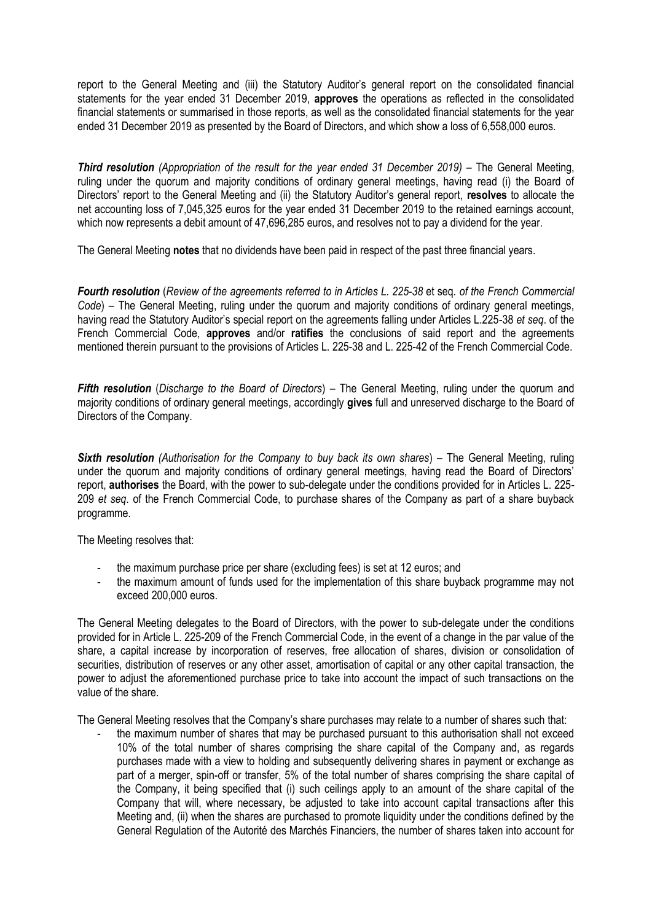report to the General Meeting and (iii) the Statutory Auditor's general report on the consolidated financial statements for the year ended 31 December 2019, **approves** the operations as reflected in the consolidated financial statements or summarised in those reports, as well as the consolidated financial statements for the year ended 31 December 2019 as presented by the Board of Directors, and which show a loss of 6,558,000 euros.

***Third resolution*** *(Appropriation of the result for the year ended 31 December 2019)* – The General Meeting, ruling under the quorum and majority conditions of ordinary general meetings, having read (i) the Board of Directors' report to the General Meeting and (ii) the Statutory Auditor's general report, **resolves** to allocate the net accounting loss of 7,045,325 euros for the year ended 31 December 2019 to the retained earnings account, which now represents a debit amount of 47,696,285 euros, and resolves not to pay a dividend for the year.

The General Meeting **notes** that no dividends have been paid in respect of the past three financial years.

***Fourth resolution*** (*Review of the agreements referred to in Articles L. 225-38* et seq. *of the French Commercial Code*) – The General Meeting, ruling under the quorum and majority conditions of ordinary general meetings, having read the Statutory Auditor's special report on the agreements falling under Articles L.225-38 *et seq*. of the French Commercial Code, **approves** and/or **ratifies** the conclusions of said report and the agreements mentioned therein pursuant to the provisions of Articles L. 225-38 and L. 225-42 of the French Commercial Code.

***Fifth resolution*** (*Discharge to the Board of Directors*) – The General Meeting, ruling under the quorum and majority conditions of ordinary general meetings, accordingly **gives** full and unreserved discharge to the Board of Directors of the Company.

***Sixth resolution*** *(Authorisation for the Company to buy back its own shares*) – The General Meeting, ruling under the quorum and majority conditions of ordinary general meetings, having read the Board of Directors' report, **authorises** the Board, with the power to sub-delegate under the conditions provided for in Articles L. 225-209 *et seq*. of the French Commercial Code, to purchase shares of the Company as part of a share buyback programme.

The Meeting resolves that:

- the maximum purchase price per share (excluding fees) is set at 12 euros; and
- the maximum amount of funds used for the implementation of this share buyback programme may not exceed 200,000 euros.

The General Meeting delegates to the Board of Directors, with the power to sub-delegate under the conditions provided for in Article L. 225-209 of the French Commercial Code, in the event of a change in the par value of the share, a capital increase by incorporation of reserves, free allocation of shares, division or consolidation of securities, distribution of reserves or any other asset, amortisation of capital or any other capital transaction, the power to adjust the aforementioned purchase price to take into account the impact of such transactions on the value of the share.

The General Meeting resolves that the Company's share purchases may relate to a number of shares such that:

- the maximum number of shares that may be purchased pursuant to this authorisation shall not exceed 10% of the total number of shares comprising the share capital of the Company and, as regards purchases made with a view to holding and subsequently delivering shares in payment or exchange as part of a merger, spin-off or transfer, 5% of the total number of shares comprising the share capital of the Company, it being specified that (i) such ceilings apply to an amount of the share capital of the Company that will, where necessary, be adjusted to take into account capital transactions after this Meeting and, (ii) when the shares are purchased to promote liquidity under the conditions defined by the General Regulation of the Autorité des Marchés Financiers, the number of shares taken into account for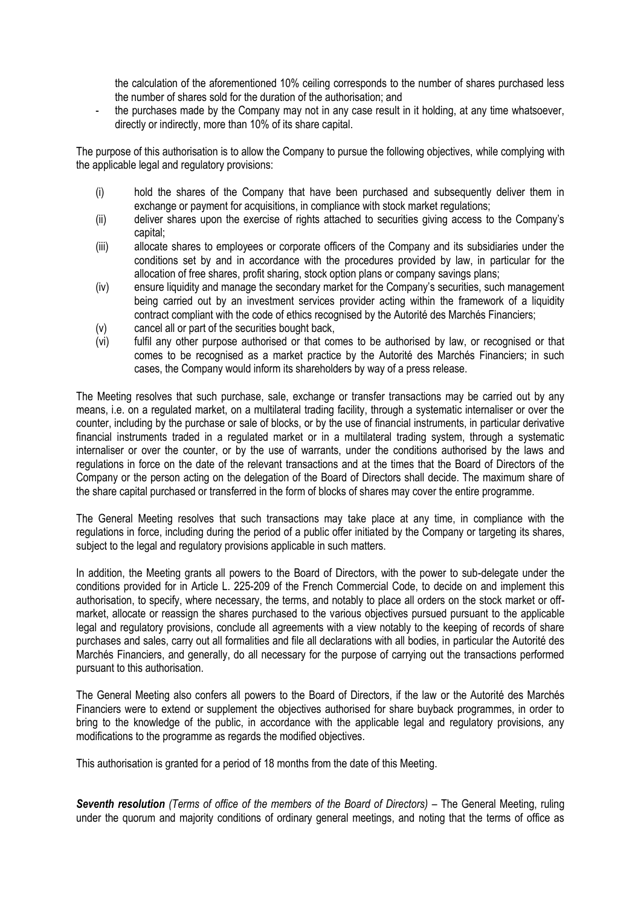the calculation of the aforementioned 10% ceiling corresponds to the number of shares purchased less the number of shares sold for the duration of the authorisation; and

- the purchases made by the Company may not in any case result in it holding, at any time whatsoever, directly or indirectly, more than 10% of its share capital.

The purpose of this authorisation is to allow the Company to pursue the following objectives, while complying with the applicable legal and regulatory provisions:

(i) hold the shares of the Company that have been purchased and subsequently deliver them in exchange or payment for acquisitions, in compliance with stock market regulations;

(ii) deliver shares upon the exercise of rights attached to securities giving access to the Company's capital;

(iii) allocate shares to employees or corporate officers of the Company and its subsidiaries under the conditions set by and in accordance with the procedures provided by law, in particular for the allocation of free shares, profit sharing, stock option plans or company savings plans;

(iv) ensure liquidity and manage the secondary market for the Company's securities, such management being carried out by an investment services provider acting within the framework of a liquidity contract compliant with the code of ethics recognised by the Autorité des Marchés Financiers;

(v) cancel all or part of the securities bought back,

(vi) fulfil any other purpose authorised or that comes to be authorised by law, or recognised or that comes to be recognised as a market practice by the Autorité des Marchés Financiers; in such cases, the Company would inform its shareholders by way of a press release.

The Meeting resolves that such purchase, sale, exchange or transfer transactions may be carried out by any means, i.e. on a regulated market, on a multilateral trading facility, through a systematic internaliser or over the counter, including by the purchase or sale of blocks, or by the use of financial instruments, in particular derivative financial instruments traded in a regulated market or in a multilateral trading system, through a systematic internaliser or over the counter, or by the use of warrants, under the conditions authorised by the laws and regulations in force on the date of the relevant transactions and at the times that the Board of Directors of the Company or the person acting on the delegation of the Board of Directors shall decide. The maximum share of the share capital purchased or transferred in the form of blocks of shares may cover the entire programme.

The General Meeting resolves that such transactions may take place at any time, in compliance with the regulations in force, including during the period of a public offer initiated by the Company or targeting its shares, subject to the legal and regulatory provisions applicable in such matters.

In addition, the Meeting grants all powers to the Board of Directors, with the power to sub-delegate under the conditions provided for in Article L. 225-209 of the French Commercial Code, to decide on and implement this authorisation, to specify, where necessary, the terms, and notably to place all orders on the stock market or off-market, allocate or reassign the shares purchased to the various objectives pursued pursuant to the applicable legal and regulatory provisions, conclude all agreements with a view notably to the keeping of records of share purchases and sales, carry out all formalities and file all declarations with all bodies, in particular the Autorité des Marchés Financiers, and generally, do all necessary for the purpose of carrying out the transactions performed pursuant to this authorisation.

The General Meeting also confers all powers to the Board of Directors, if the law or the Autorité des Marchés Financiers were to extend or supplement the objectives authorised for share buyback programmes, in order to bring to the knowledge of the public, in accordance with the applicable legal and regulatory provisions, any modifications to the programme as regards the modified objectives.

This authorisation is granted for a period of 18 months from the date of this Meeting.

***Seventh resolution*** *(Terms of office of the members of the Board of Directors)* – The General Meeting, ruling under the quorum and majority conditions of ordinary general meetings, and noting that the terms of office as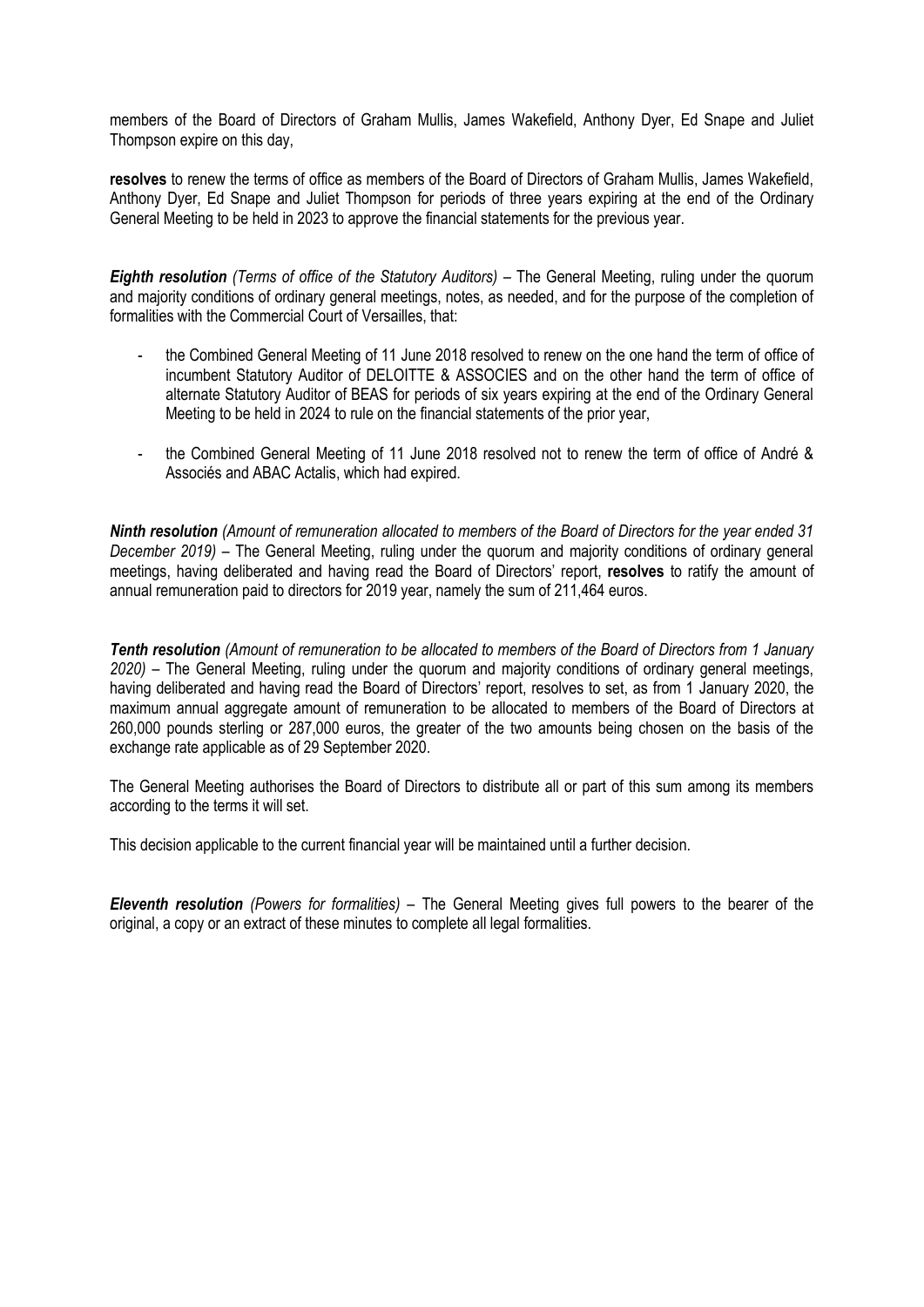members of the Board of Directors of Graham Mullis, James Wakefield, Anthony Dyer, Ed Snape and Juliet Thompson expire on this day,

**resolves** to renew the terms of office as members of the Board of Directors of Graham Mullis, James Wakefield, Anthony Dyer, Ed Snape and Juliet Thompson for periods of three years expiring at the end of the Ordinary General Meeting to be held in 2023 to approve the financial statements for the previous year.

***Eighth resolution*** *(Terms of office of the Statutory Auditors)* – The General Meeting, ruling under the quorum and majority conditions of ordinary general meetings, notes, as needed, and for the purpose of the completion of formalities with the Commercial Court of Versailles, that:

- the Combined General Meeting of 11 June 2018 resolved to renew on the one hand the term of office of incumbent Statutory Auditor of DELOITTE & ASSOCIES and on the other hand the term of office of alternate Statutory Auditor of BEAS for periods of six years expiring at the end of the Ordinary General Meeting to be held in 2024 to rule on the financial statements of the prior year,
- the Combined General Meeting of 11 June 2018 resolved not to renew the term of office of André & Associés and ABAC Actalis, which had expired.

***Ninth resolution*** *(Amount of remuneration allocated to members of the Board of Directors for the year ended 31 December 2019)* – The General Meeting, ruling under the quorum and majority conditions of ordinary general meetings, having deliberated and having read the Board of Directors' report, **resolves** to ratify the amount of annual remuneration paid to directors for 2019 year, namely the sum of 211,464 euros.

***Tenth resolution*** *(Amount of remuneration to be allocated to members of the Board of Directors from 1 January 2020)* – The General Meeting, ruling under the quorum and majority conditions of ordinary general meetings, having deliberated and having read the Board of Directors' report, resolves to set, as from 1 January 2020, the maximum annual aggregate amount of remuneration to be allocated to members of the Board of Directors at 260,000 pounds sterling or 287,000 euros, the greater of the two amounts being chosen on the basis of the exchange rate applicable as of 29 September 2020.

The General Meeting authorises the Board of Directors to distribute all or part of this sum among its members according to the terms it will set.

This decision applicable to the current financial year will be maintained until a further decision.

***Eleventh resolution*** *(Powers for formalities)* – The General Meeting gives full powers to the bearer of the original, a copy or an extract of these minutes to complete all legal formalities.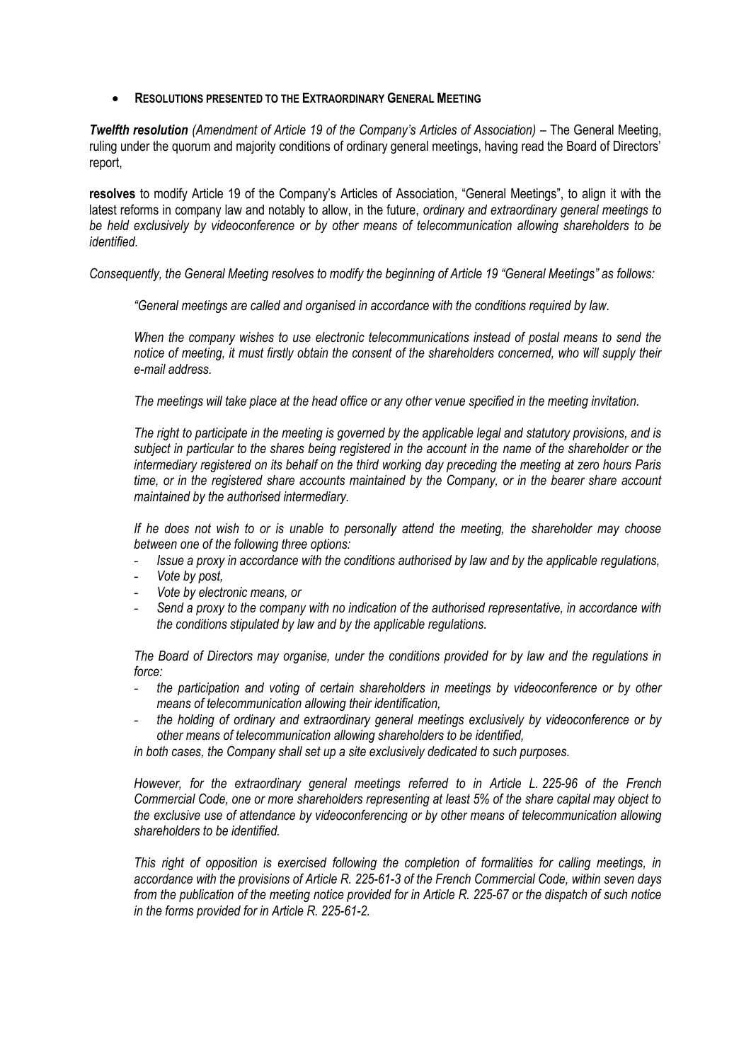- **RESOLUTIONS PRESENTED TO THE EXTRAORDINARY GENERAL MEETING**

***Twelfth resolution*** *(Amendment of Article 19 of the Company's Articles of Association)* – The General Meeting, ruling under the quorum and majority conditions of ordinary general meetings, having read the Board of Directors' report,

**resolves** to modify Article 19 of the Company's Articles of Association, "General Meetings", to align it with the latest reforms in company law and notably to allow, in the future, *ordinary and extraordinary general meetings to be held exclusively by videoconference or by other means of telecommunication allowing shareholders to be identified.*

*Consequently, the General Meeting resolves to modify the beginning of Article 19 "General Meetings" as follows:*

> *"General meetings are called and organised in accordance with the conditions required by law.*
>
> *When the company wishes to use electronic telecommunications instead of postal means to send the notice of meeting, it must firstly obtain the consent of the shareholders concerned, who will supply their e-mail address.*
>
> *The meetings will take place at the head office or any other venue specified in the meeting invitation.*
>
> *The right to participate in the meeting is governed by the applicable legal and statutory provisions, and is subject in particular to the shares being registered in the account in the name of the shareholder or the intermediary registered on its behalf on the third working day preceding the meeting at zero hours Paris time, or in the registered share accounts maintained by the Company, or in the bearer share account maintained by the authorised intermediary.*
>
> *If he does not wish to or is unable to personally attend the meeting, the shareholder may choose between one of the following three options:*
>
> - *Issue a proxy in accordance with the conditions authorised by law and by the applicable regulations,*
> - *Vote by post,*
> - *Vote by electronic means, or*
> - *Send a proxy to the company with no indication of the authorised representative, in accordance with the conditions stipulated by law and by the applicable regulations.*
>
> *The Board of Directors may organise, under the conditions provided for by law and the regulations in force:*
>
> - *the participation and voting of certain shareholders in meetings by videoconference or by other means of telecommunication allowing their identification,*
> - *the holding of ordinary and extraordinary general meetings exclusively by videoconference or by other means of telecommunication allowing shareholders to be identified,*
>
> *in both cases, the Company shall set up a site exclusively dedicated to such purposes.*
>
> *However, for the extraordinary general meetings referred to in Article L. 225-96 of the French Commercial Code, one or more shareholders representing at least 5% of the share capital may object to the exclusive use of attendance by videoconferencing or by other means of telecommunication allowing shareholders to be identified.*
>
> *This right of opposition is exercised following the completion of formalities for calling meetings, in accordance with the provisions of Article R. 225-61-3 of the French Commercial Code, within seven days from the publication of the meeting notice provided for in Article R. 225-67 or the dispatch of such notice in the forms provided for in Article R. 225-61-2.*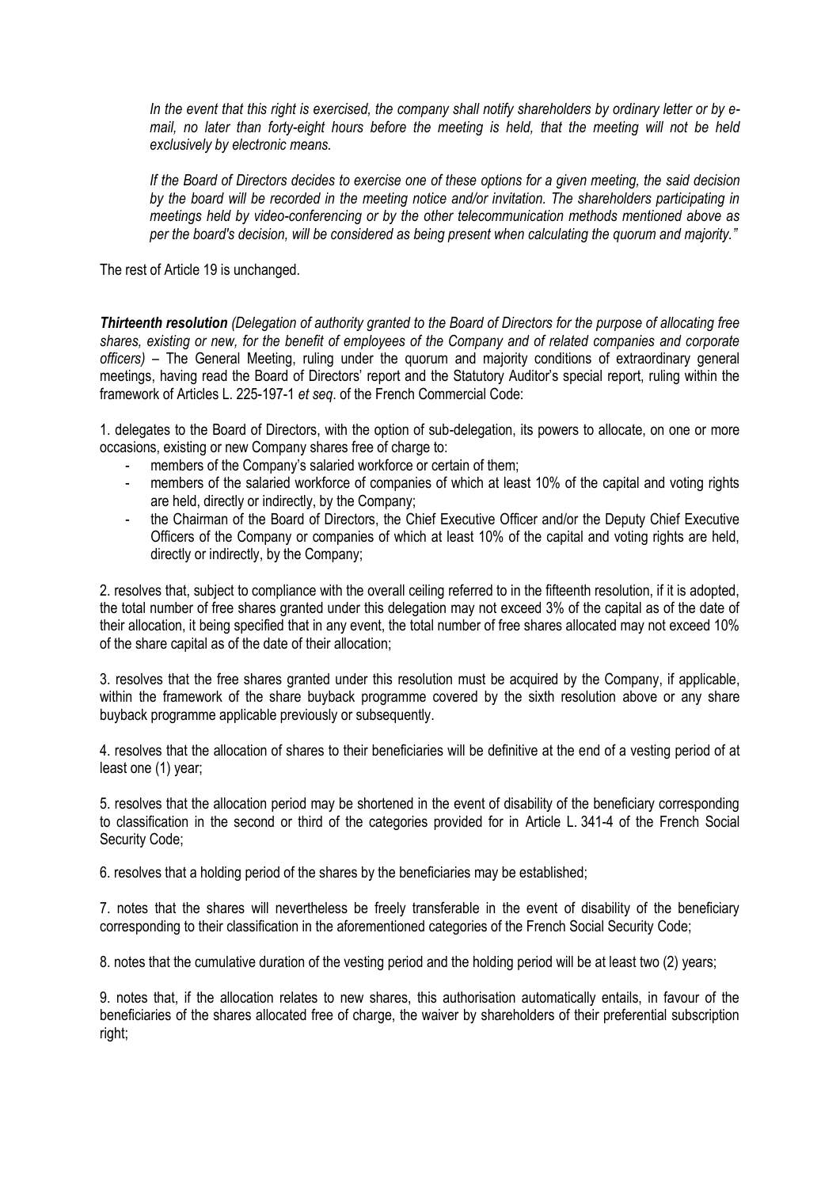*In the event that this right is exercised, the company shall notify shareholders by ordinary letter or by e-mail, no later than forty-eight hours before the meeting is held, that the meeting will not be held exclusively by electronic means.*

*If the Board of Directors decides to exercise one of these options for a given meeting, the said decision by the board will be recorded in the meeting notice and/or invitation. The shareholders participating in meetings held by video-conferencing or by the other telecommunication methods mentioned above as per the board's decision, will be considered as being present when calculating the quorum and majority."*

The rest of Article 19 is unchanged.

***Thirteenth resolution*** *(Delegation of authority granted to the Board of Directors for the purpose of allocating free shares, existing or new, for the benefit of employees of the Company and of related companies and corporate officers)* – The General Meeting, ruling under the quorum and majority conditions of extraordinary general meetings, having read the Board of Directors' report and the Statutory Auditor's special report, ruling within the framework of Articles L. 225-197-1 *et seq*. of the French Commercial Code:

1. delegates to the Board of Directors, with the option of sub-delegation, its powers to allocate, on one or more occasions, existing or new Company shares free of charge to:
   - members of the Company's salaried workforce or certain of them;
   - members of the salaried workforce of companies of which at least 10% of the capital and voting rights are held, directly or indirectly, by the Company;
   - the Chairman of the Board of Directors, the Chief Executive Officer and/or the Deputy Chief Executive Officers of the Company or companies of which at least 10% of the capital and voting rights are held, directly or indirectly, by the Company;

2. resolves that, subject to compliance with the overall ceiling referred to in the fifteenth resolution, if it is adopted, the total number of free shares granted under this delegation may not exceed 3% of the capital as of the date of their allocation, it being specified that in any event, the total number of free shares allocated may not exceed 10% of the share capital as of the date of their allocation;

3. resolves that the free shares granted under this resolution must be acquired by the Company, if applicable, within the framework of the share buyback programme covered by the sixth resolution above or any share buyback programme applicable previously or subsequently.

4. resolves that the allocation of shares to their beneficiaries will be definitive at the end of a vesting period of at least one (1) year;

5. resolves that the allocation period may be shortened in the event of disability of the beneficiary corresponding to classification in the second or third of the categories provided for in Article L. 341-4 of the French Social Security Code;

6. resolves that a holding period of the shares by the beneficiaries may be established;

7. notes that the shares will nevertheless be freely transferable in the event of disability of the beneficiary corresponding to their classification in the aforementioned categories of the French Social Security Code;

8. notes that the cumulative duration of the vesting period and the holding period will be at least two (2) years;

9. notes that, if the allocation relates to new shares, this authorisation automatically entails, in favour of the beneficiaries of the shares allocated free of charge, the waiver by shareholders of their preferential subscription right;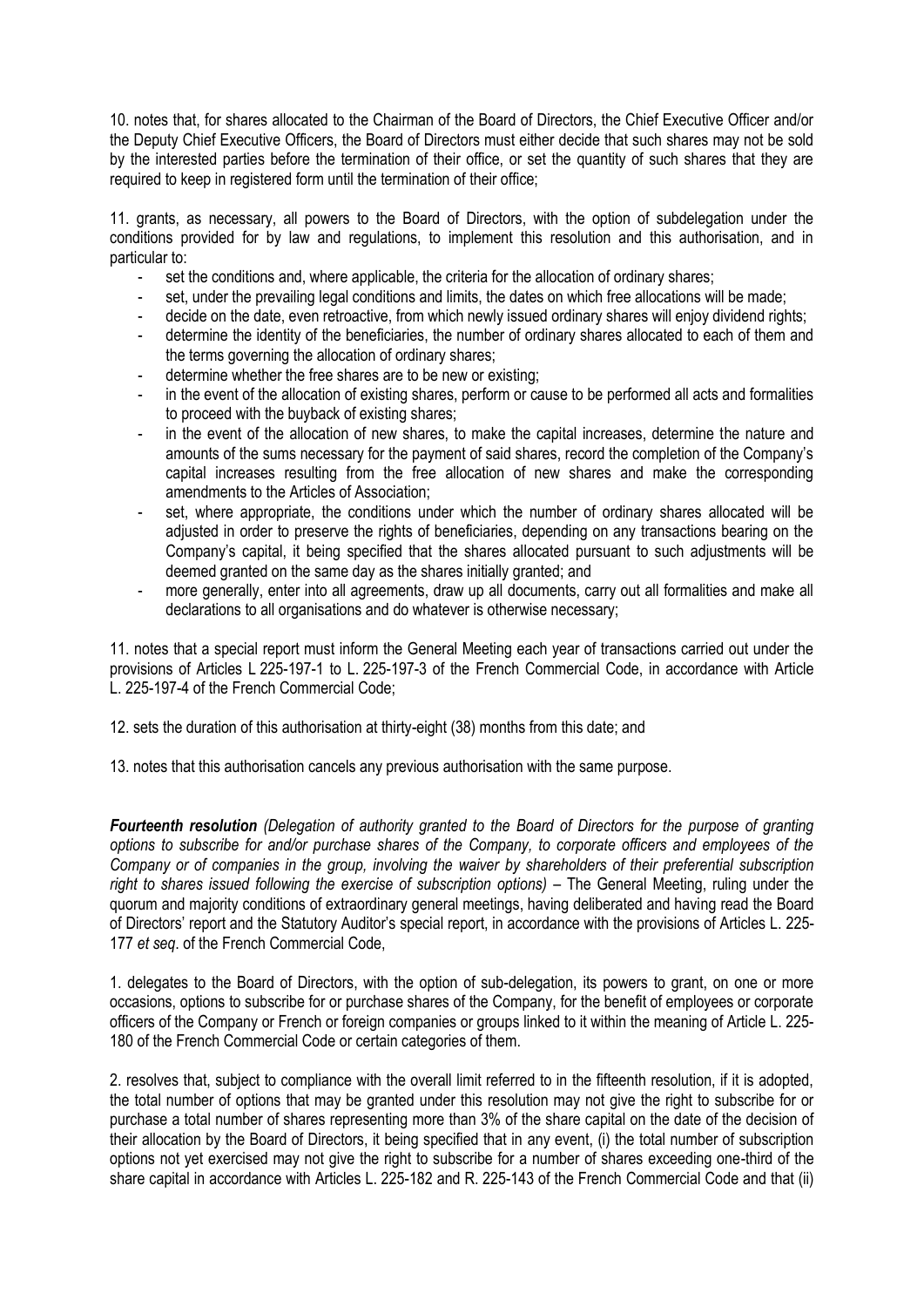10. notes that, for shares allocated to the Chairman of the Board of Directors, the Chief Executive Officer and/or the Deputy Chief Executive Officers, the Board of Directors must either decide that such shares may not be sold by the interested parties before the termination of their office, or set the quantity of such shares that they are required to keep in registered form until the termination of their office;

11. grants, as necessary, all powers to the Board of Directors, with the option of subdelegation under the conditions provided for by law and regulations, to implement this resolution and this authorisation, and in particular to:

- set the conditions and, where applicable, the criteria for the allocation of ordinary shares;
- set, under the prevailing legal conditions and limits, the dates on which free allocations will be made;
- decide on the date, even retroactive, from which newly issued ordinary shares will enjoy dividend rights;
- determine the identity of the beneficiaries, the number of ordinary shares allocated to each of them and the terms governing the allocation of ordinary shares;
- determine whether the free shares are to be new or existing;
- in the event of the allocation of existing shares, perform or cause to be performed all acts and formalities to proceed with the buyback of existing shares;
- in the event of the allocation of new shares, to make the capital increases, determine the nature and amounts of the sums necessary for the payment of said shares, record the completion of the Company's capital increases resulting from the free allocation of new shares and make the corresponding amendments to the Articles of Association;
- set, where appropriate, the conditions under which the number of ordinary shares allocated will be adjusted in order to preserve the rights of beneficiaries, depending on any transactions bearing on the Company's capital, it being specified that the shares allocated pursuant to such adjustments will be deemed granted on the same day as the shares initially granted; and
- more generally, enter into all agreements, draw up all documents, carry out all formalities and make all declarations to all organisations and do whatever is otherwise necessary;

11. notes that a special report must inform the General Meeting each year of transactions carried out under the provisions of Articles L 225-197-1 to L. 225-197-3 of the French Commercial Code, in accordance with Article L. 225-197-4 of the French Commercial Code;

12. sets the duration of this authorisation at thirty-eight (38) months from this date; and

13. notes that this authorisation cancels any previous authorisation with the same purpose.

***Fourteenth resolution*** *(Delegation of authority granted to the Board of Directors for the purpose of granting options to subscribe for and/or purchase shares of the Company, to corporate officers and employees of the Company or of companies in the group, involving the waiver by shareholders of their preferential subscription right to shares issued following the exercise of subscription options)* – The General Meeting, ruling under the quorum and majority conditions of extraordinary general meetings, having deliberated and having read the Board of Directors' report and the Statutory Auditor's special report, in accordance with the provisions of Articles L. 225-177 *et seq*. of the French Commercial Code,

1. delegates to the Board of Directors, with the option of sub-delegation, its powers to grant, on one or more occasions, options to subscribe for or purchase shares of the Company, for the benefit of employees or corporate officers of the Company or French or foreign companies or groups linked to it within the meaning of Article L. 225-180 of the French Commercial Code or certain categories of them.

2. resolves that, subject to compliance with the overall limit referred to in the fifteenth resolution, if it is adopted, the total number of options that may be granted under this resolution may not give the right to subscribe for or purchase a total number of shares representing more than 3% of the share capital on the date of the decision of their allocation by the Board of Directors, it being specified that in any event, (i) the total number of subscription options not yet exercised may not give the right to subscribe for a number of shares exceeding one-third of the share capital in accordance with Articles L. 225-182 and R. 225-143 of the French Commercial Code and that (ii)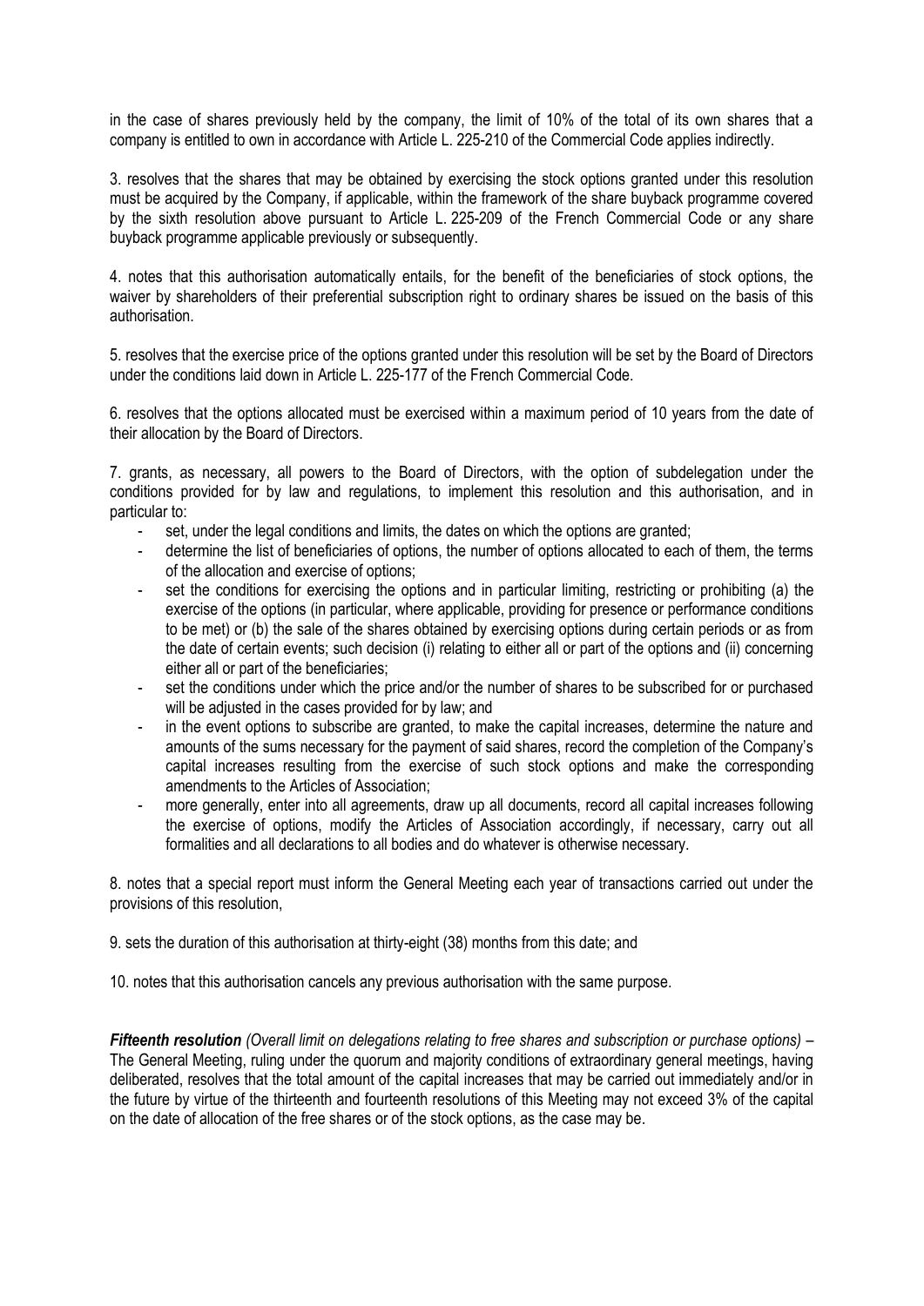in the case of shares previously held by the company, the limit of 10% of the total of its own shares that a company is entitled to own in accordance with Article L. 225-210 of the Commercial Code applies indirectly.

3. resolves that the shares that may be obtained by exercising the stock options granted under this resolution must be acquired by the Company, if applicable, within the framework of the share buyback programme covered by the sixth resolution above pursuant to Article L. 225-209 of the French Commercial Code or any share buyback programme applicable previously or subsequently.

4. notes that this authorisation automatically entails, for the benefit of the beneficiaries of stock options, the waiver by shareholders of their preferential subscription right to ordinary shares be issued on the basis of this authorisation.

5. resolves that the exercise price of the options granted under this resolution will be set by the Board of Directors under the conditions laid down in Article L. 225-177 of the French Commercial Code.

6. resolves that the options allocated must be exercised within a maximum period of 10 years from the date of their allocation by the Board of Directors.

7. grants, as necessary, all powers to the Board of Directors, with the option of subdelegation under the conditions provided for by law and regulations, to implement this resolution and this authorisation, and in particular to:

- set, under the legal conditions and limits, the dates on which the options are granted;
- determine the list of beneficiaries of options, the number of options allocated to each of them, the terms of the allocation and exercise of options;
- set the conditions for exercising the options and in particular limiting, restricting or prohibiting (a) the exercise of the options (in particular, where applicable, providing for presence or performance conditions to be met) or (b) the sale of the shares obtained by exercising options during certain periods or as from the date of certain events; such decision (i) relating to either all or part of the options and (ii) concerning either all or part of the beneficiaries;
- set the conditions under which the price and/or the number of shares to be subscribed for or purchased will be adjusted in the cases provided for by law; and
- in the event options to subscribe are granted, to make the capital increases, determine the nature and amounts of the sums necessary for the payment of said shares, record the completion of the Company's capital increases resulting from the exercise of such stock options and make the corresponding amendments to the Articles of Association;
- more generally, enter into all agreements, draw up all documents, record all capital increases following the exercise of options, modify the Articles of Association accordingly, if necessary, carry out all formalities and all declarations to all bodies and do whatever is otherwise necessary.

8. notes that a special report must inform the General Meeting each year of transactions carried out under the provisions of this resolution,

9. sets the duration of this authorisation at thirty-eight (38) months from this date; and

10. notes that this authorisation cancels any previous authorisation with the same purpose.

***Fifteenth resolution*** *(Overall limit on delegations relating to free shares and subscription or purchase options)* – The General Meeting, ruling under the quorum and majority conditions of extraordinary general meetings, having deliberated, resolves that the total amount of the capital increases that may be carried out immediately and/or in the future by virtue of the thirteenth and fourteenth resolutions of this Meeting may not exceed 3% of the capital on the date of allocation of the free shares or of the stock options, as the case may be.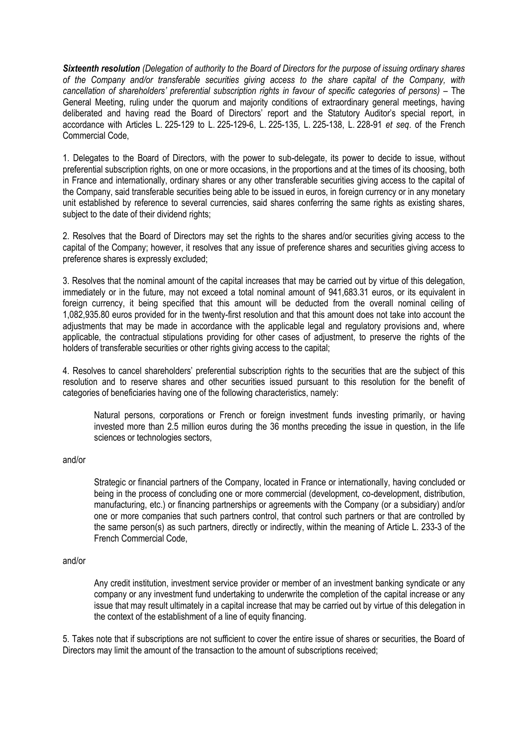***Sixteenth resolution*** *(Delegation of authority to the Board of Directors for the purpose of issuing ordinary shares of the Company and/or transferable securities giving access to the share capital of the Company, with cancellation of shareholders' preferential subscription rights in favour of specific categories of persons)* – The General Meeting, ruling under the quorum and majority conditions of extraordinary general meetings, having deliberated and having read the Board of Directors' report and the Statutory Auditor's special report, in accordance with Articles L. 225-129 to L. 225-129-6, L. 225-135, L. 225-138, L. 228-91 *et seq*. of the French Commercial Code,

1. Delegates to the Board of Directors, with the power to sub-delegate, its power to decide to issue, without preferential subscription rights, on one or more occasions, in the proportions and at the times of its choosing, both in France and internationally, ordinary shares or any other transferable securities giving access to the capital of the Company, said transferable securities being able to be issued in euros, in foreign currency or in any monetary unit established by reference to several currencies, said shares conferring the same rights as existing shares, subject to the date of their dividend rights;

2. Resolves that the Board of Directors may set the rights to the shares and/or securities giving access to the capital of the Company; however, it resolves that any issue of preference shares and securities giving access to preference shares is expressly excluded;

3. Resolves that the nominal amount of the capital increases that may be carried out by virtue of this delegation, immediately or in the future, may not exceed a total nominal amount of 941,683.31 euros, or its equivalent in foreign currency, it being specified that this amount will be deducted from the overall nominal ceiling of 1,082,935.80 euros provided for in the twenty-first resolution and that this amount does not take into account the adjustments that may be made in accordance with the applicable legal and regulatory provisions and, where applicable, the contractual stipulations providing for other cases of adjustment, to preserve the rights of the holders of transferable securities or other rights giving access to the capital;

4. Resolves to cancel shareholders' preferential subscription rights to the securities that are the subject of this resolution and to reserve shares and other securities issued pursuant to this resolution for the benefit of categories of beneficiaries having one of the following characteristics, namely:

> Natural persons, corporations or French or foreign investment funds investing primarily, or having invested more than 2.5 million euros during the 36 months preceding the issue in question, in the life sciences or technologies sectors,

and/or

> Strategic or financial partners of the Company, located in France or internationally, having concluded or being in the process of concluding one or more commercial (development, co-development, distribution, manufacturing, etc.) or financing partnerships or agreements with the Company (or a subsidiary) and/or one or more companies that such partners control, that control such partners or that are controlled by the same person(s) as such partners, directly or indirectly, within the meaning of Article L. 233-3 of the French Commercial Code,

and/or

> Any credit institution, investment service provider or member of an investment banking syndicate or any company or any investment fund undertaking to underwrite the completion of the capital increase or any issue that may result ultimately in a capital increase that may be carried out by virtue of this delegation in the context of the establishment of a line of equity financing.

5. Takes note that if subscriptions are not sufficient to cover the entire issue of shares or securities, the Board of Directors may limit the amount of the transaction to the amount of subscriptions received;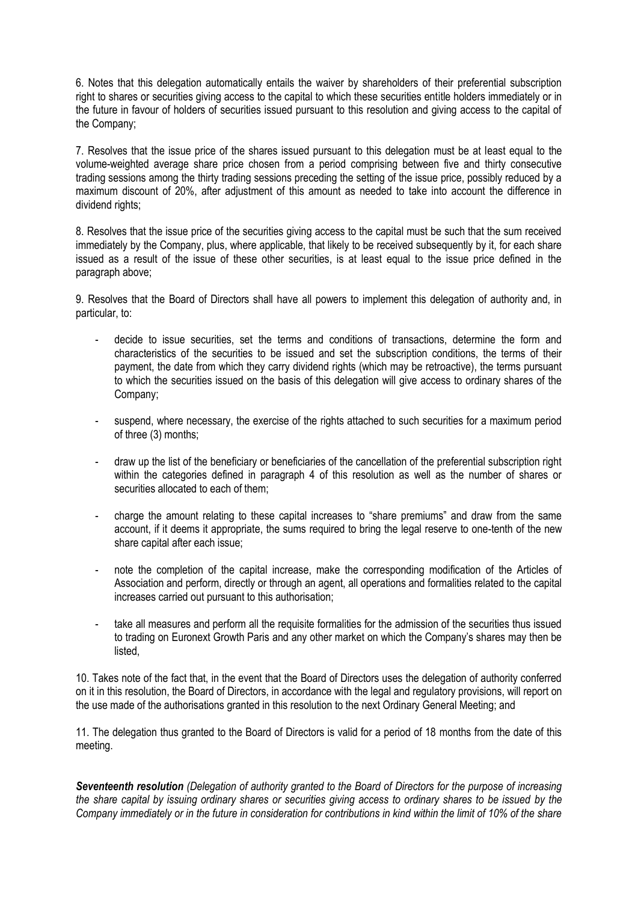6. Notes that this delegation automatically entails the waiver by shareholders of their preferential subscription right to shares or securities giving access to the capital to which these securities entitle holders immediately or in the future in favour of holders of securities issued pursuant to this resolution and giving access to the capital of the Company;

7. Resolves that the issue price of the shares issued pursuant to this delegation must be at least equal to the volume-weighted average share price chosen from a period comprising between five and thirty consecutive trading sessions among the thirty trading sessions preceding the setting of the issue price, possibly reduced by a maximum discount of 20%, after adjustment of this amount as needed to take into account the difference in dividend rights;

8. Resolves that the issue price of the securities giving access to the capital must be such that the sum received immediately by the Company, plus, where applicable, that likely to be received subsequently by it, for each share issued as a result of the issue of these other securities, is at least equal to the issue price defined in the paragraph above;

9. Resolves that the Board of Directors shall have all powers to implement this delegation of authority and, in particular, to:

- decide to issue securities, set the terms and conditions of transactions, determine the form and characteristics of the securities to be issued and set the subscription conditions, the terms of their payment, the date from which they carry dividend rights (which may be retroactive), the terms pursuant to which the securities issued on the basis of this delegation will give access to ordinary shares of the Company;

- suspend, where necessary, the exercise of the rights attached to such securities for a maximum period of three (3) months;

- draw up the list of the beneficiary or beneficiaries of the cancellation of the preferential subscription right within the categories defined in paragraph 4 of this resolution as well as the number of shares or securities allocated to each of them;

- charge the amount relating to these capital increases to "share premiums" and draw from the same account, if it deems it appropriate, the sums required to bring the legal reserve to one-tenth of the new share capital after each issue;

- note the completion of the capital increase, make the corresponding modification of the Articles of Association and perform, directly or through an agent, all operations and formalities related to the capital increases carried out pursuant to this authorisation;

- take all measures and perform all the requisite formalities for the admission of the securities thus issued to trading on Euronext Growth Paris and any other market on which the Company's shares may then be listed,

10. Takes note of the fact that, in the event that the Board of Directors uses the delegation of authority conferred on it in this resolution, the Board of Directors, in accordance with the legal and regulatory provisions, will report on the use made of the authorisations granted in this resolution to the next Ordinary General Meeting; and

11. The delegation thus granted to the Board of Directors is valid for a period of 18 months from the date of this meeting.

***Seventeenth resolution*** *(Delegation of authority granted to the Board of Directors for the purpose of increasing the share capital by issuing ordinary shares or securities giving access to ordinary shares to be issued by the Company immediately or in the future in consideration for contributions in kind within the limit of 10% of the share*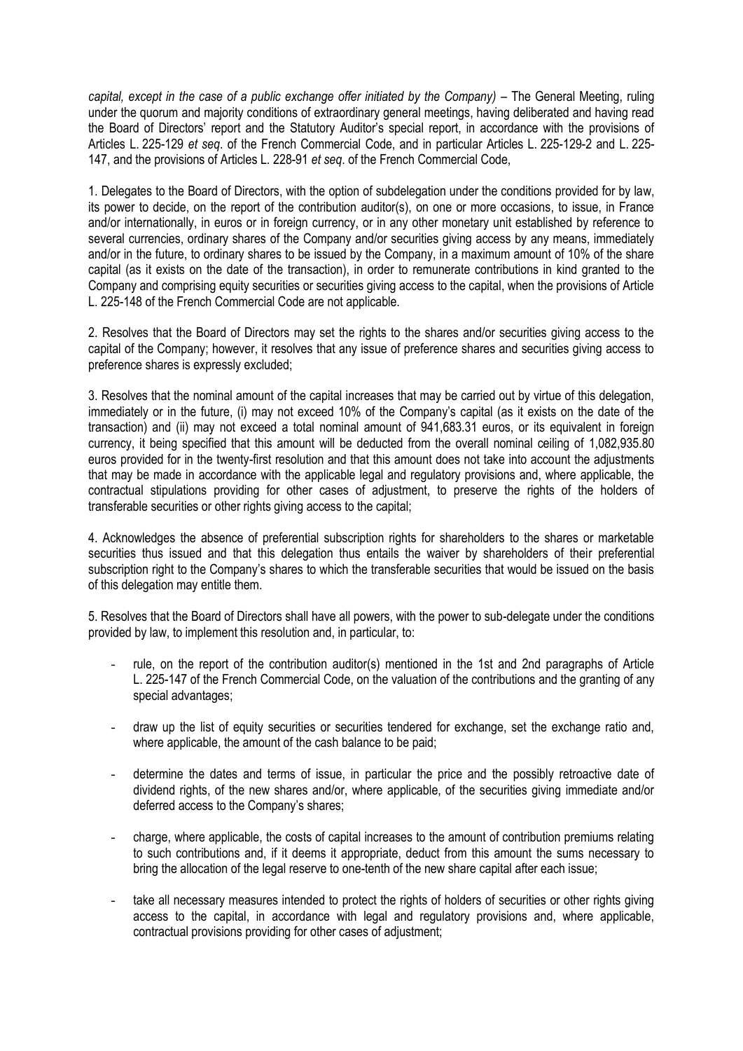*capital, except in the case of a public exchange offer initiated by the Company)* – The General Meeting, ruling under the quorum and majority conditions of extraordinary general meetings, having deliberated and having read the Board of Directors' report and the Statutory Auditor's special report, in accordance with the provisions of Articles L. 225-129 *et seq*. of the French Commercial Code, and in particular Articles L. 225-129-2 and L. 225-147, and the provisions of Articles L. 228-91 *et seq*. of the French Commercial Code,

1. Delegates to the Board of Directors, with the option of subdelegation under the conditions provided for by law, its power to decide, on the report of the contribution auditor(s), on one or more occasions, to issue, in France and/or internationally, in euros or in foreign currency, or in any other monetary unit established by reference to several currencies, ordinary shares of the Company and/or securities giving access by any means, immediately and/or in the future, to ordinary shares to be issued by the Company, in a maximum amount of 10% of the share capital (as it exists on the date of the transaction), in order to remunerate contributions in kind granted to the Company and comprising equity securities or securities giving access to the capital, when the provisions of Article L. 225-148 of the French Commercial Code are not applicable.

2. Resolves that the Board of Directors may set the rights to the shares and/or securities giving access to the capital of the Company; however, it resolves that any issue of preference shares and securities giving access to preference shares is expressly excluded;

3. Resolves that the nominal amount of the capital increases that may be carried out by virtue of this delegation, immediately or in the future, (i) may not exceed 10% of the Company's capital (as it exists on the date of the transaction) and (ii) may not exceed a total nominal amount of 941,683.31 euros, or its equivalent in foreign currency, it being specified that this amount will be deducted from the overall nominal ceiling of 1,082,935.80 euros provided for in the twenty-first resolution and that this amount does not take into account the adjustments that may be made in accordance with the applicable legal and regulatory provisions and, where applicable, the contractual stipulations providing for other cases of adjustment, to preserve the rights of the holders of transferable securities or other rights giving access to the capital;

4. Acknowledges the absence of preferential subscription rights for shareholders to the shares or marketable securities thus issued and that this delegation thus entails the waiver by shareholders of their preferential subscription right to the Company's shares to which the transferable securities that would be issued on the basis of this delegation may entitle them.

5. Resolves that the Board of Directors shall have all powers, with the power to sub-delegate under the conditions provided by law, to implement this resolution and, in particular, to:

- rule, on the report of the contribution auditor(s) mentioned in the 1st and 2nd paragraphs of Article L. 225-147 of the French Commercial Code, on the valuation of the contributions and the granting of any special advantages;
- draw up the list of equity securities or securities tendered for exchange, set the exchange ratio and, where applicable, the amount of the cash balance to be paid;
- determine the dates and terms of issue, in particular the price and the possibly retroactive date of dividend rights, of the new shares and/or, where applicable, of the securities giving immediate and/or deferred access to the Company's shares;
- charge, where applicable, the costs of capital increases to the amount of contribution premiums relating to such contributions and, if it deems it appropriate, deduct from this amount the sums necessary to bring the allocation of the legal reserve to one-tenth of the new share capital after each issue;
- take all necessary measures intended to protect the rights of holders of securities or other rights giving access to the capital, in accordance with legal and regulatory provisions and, where applicable, contractual provisions providing for other cases of adjustment;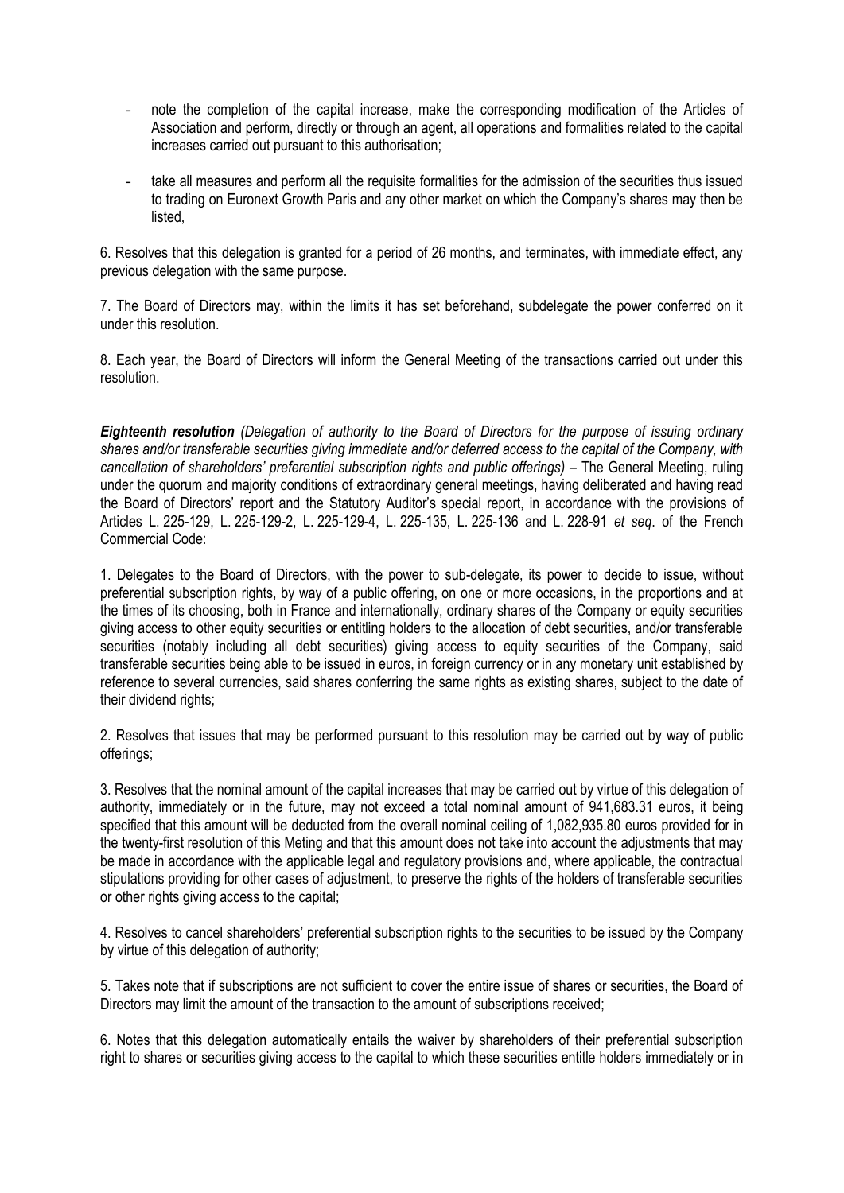- note the completion of the capital increase, make the corresponding modification of the Articles of Association and perform, directly or through an agent, all operations and formalities related to the capital increases carried out pursuant to this authorisation;

- take all measures and perform all the requisite formalities for the admission of the securities thus issued to trading on Euronext Growth Paris and any other market on which the Company's shares may then be listed,

6. Resolves that this delegation is granted for a period of 26 months, and terminates, with immediate effect, any previous delegation with the same purpose.

7. The Board of Directors may, within the limits it has set beforehand, subdelegate the power conferred on it under this resolution.

8. Each year, the Board of Directors will inform the General Meeting of the transactions carried out under this resolution.

***Eighteenth resolution*** *(Delegation of authority to the Board of Directors for the purpose of issuing ordinary shares and/or transferable securities giving immediate and/or deferred access to the capital of the Company, with cancellation of shareholders' preferential subscription rights and public offerings)* – The General Meeting, ruling under the quorum and majority conditions of extraordinary general meetings, having deliberated and having read the Board of Directors' report and the Statutory Auditor's special report, in accordance with the provisions of Articles L. 225-129, L. 225-129-2, L. 225-129-4, L. 225-135, L. 225-136 and L. 228-91 *et seq*. of the French Commercial Code:

1. Delegates to the Board of Directors, with the power to sub-delegate, its power to decide to issue, without preferential subscription rights, by way of a public offering, on one or more occasions, in the proportions and at the times of its choosing, both in France and internationally, ordinary shares of the Company or equity securities giving access to other equity securities or entitling holders to the allocation of debt securities, and/or transferable securities (notably including all debt securities) giving access to equity securities of the Company, said transferable securities being able to be issued in euros, in foreign currency or in any monetary unit established by reference to several currencies, said shares conferring the same rights as existing shares, subject to the date of their dividend rights;

2. Resolves that issues that may be performed pursuant to this resolution may be carried out by way of public offerings;

3. Resolves that the nominal amount of the capital increases that may be carried out by virtue of this delegation of authority, immediately or in the future, may not exceed a total nominal amount of 941,683.31 euros, it being specified that this amount will be deducted from the overall nominal ceiling of 1,082,935.80 euros provided for in the twenty-first resolution of this Meting and that this amount does not take into account the adjustments that may be made in accordance with the applicable legal and regulatory provisions and, where applicable, the contractual stipulations providing for other cases of adjustment, to preserve the rights of the holders of transferable securities or other rights giving access to the capital;

4. Resolves to cancel shareholders' preferential subscription rights to the securities to be issued by the Company by virtue of this delegation of authority;

5. Takes note that if subscriptions are not sufficient to cover the entire issue of shares or securities, the Board of Directors may limit the amount of the transaction to the amount of subscriptions received;

6. Notes that this delegation automatically entails the waiver by shareholders of their preferential subscription right to shares or securities giving access to the capital to which these securities entitle holders immediately or in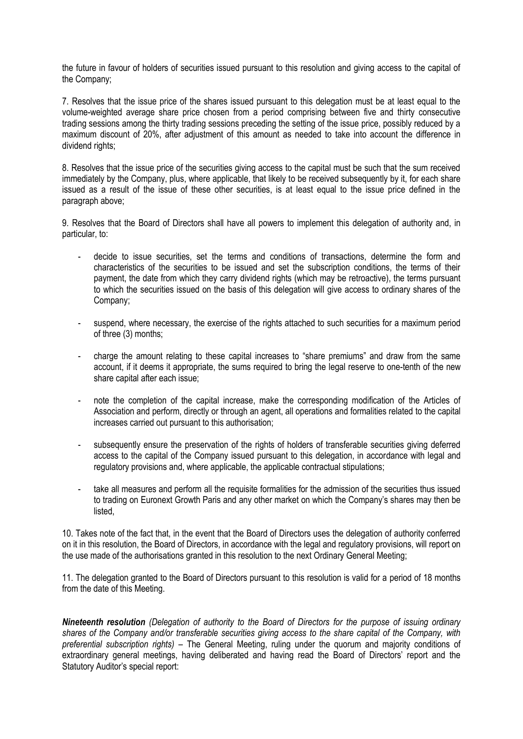the future in favour of holders of securities issued pursuant to this resolution and giving access to the capital of the Company;

7. Resolves that the issue price of the shares issued pursuant to this delegation must be at least equal to the volume-weighted average share price chosen from a period comprising between five and thirty consecutive trading sessions among the thirty trading sessions preceding the setting of the issue price, possibly reduced by a maximum discount of 20%, after adjustment of this amount as needed to take into account the difference in dividend rights;

8. Resolves that the issue price of the securities giving access to the capital must be such that the sum received immediately by the Company, plus, where applicable, that likely to be received subsequently by it, for each share issued as a result of the issue of these other securities, is at least equal to the issue price defined in the paragraph above;

9. Resolves that the Board of Directors shall have all powers to implement this delegation of authority and, in particular, to:

- decide to issue securities, set the terms and conditions of transactions, determine the form and characteristics of the securities to be issued and set the subscription conditions, the terms of their payment, the date from which they carry dividend rights (which may be retroactive), the terms pursuant to which the securities issued on the basis of this delegation will give access to ordinary shares of the Company;
- suspend, where necessary, the exercise of the rights attached to such securities for a maximum period of three (3) months;
- charge the amount relating to these capital increases to "share premiums" and draw from the same account, if it deems it appropriate, the sums required to bring the legal reserve to one-tenth of the new share capital after each issue;
- note the completion of the capital increase, make the corresponding modification of the Articles of Association and perform, directly or through an agent, all operations and formalities related to the capital increases carried out pursuant to this authorisation;
- subsequently ensure the preservation of the rights of holders of transferable securities giving deferred access to the capital of the Company issued pursuant to this delegation, in accordance with legal and regulatory provisions and, where applicable, the applicable contractual stipulations;
- take all measures and perform all the requisite formalities for the admission of the securities thus issued to trading on Euronext Growth Paris and any other market on which the Company's shares may then be listed,

10. Takes note of the fact that, in the event that the Board of Directors uses the delegation of authority conferred on it in this resolution, the Board of Directors, in accordance with the legal and regulatory provisions, will report on the use made of the authorisations granted in this resolution to the next Ordinary General Meeting;

11. The delegation granted to the Board of Directors pursuant to this resolution is valid for a period of 18 months from the date of this Meeting.

***Nineteenth resolution*** *(Delegation of authority to the Board of Directors for the purpose of issuing ordinary shares of the Company and/or transferable securities giving access to the share capital of the Company, with preferential subscription rights)* – The General Meeting, ruling under the quorum and majority conditions of extraordinary general meetings, having deliberated and having read the Board of Directors' report and the Statutory Auditor's special report: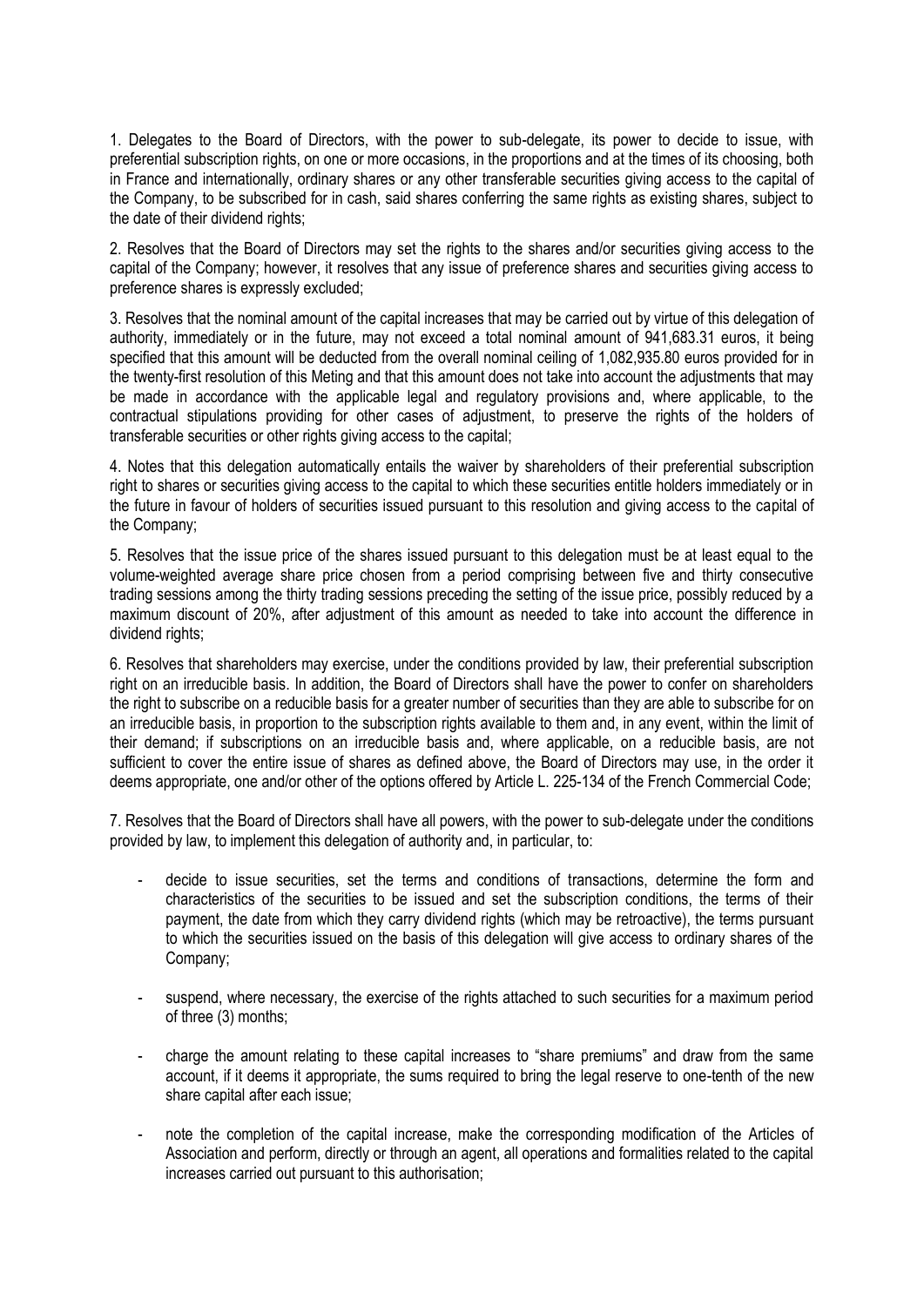1. Delegates to the Board of Directors, with the power to sub-delegate, its power to decide to issue, with preferential subscription rights, on one or more occasions, in the proportions and at the times of its choosing, both in France and internationally, ordinary shares or any other transferable securities giving access to the capital of the Company, to be subscribed for in cash, said shares conferring the same rights as existing shares, subject to the date of their dividend rights;

2. Resolves that the Board of Directors may set the rights to the shares and/or securities giving access to the capital of the Company; however, it resolves that any issue of preference shares and securities giving access to preference shares is expressly excluded;

3. Resolves that the nominal amount of the capital increases that may be carried out by virtue of this delegation of authority, immediately or in the future, may not exceed a total nominal amount of 941,683.31 euros, it being specified that this amount will be deducted from the overall nominal ceiling of 1,082,935.80 euros provided for in the twenty-first resolution of this Meting and that this amount does not take into account the adjustments that may be made in accordance with the applicable legal and regulatory provisions and, where applicable, to the contractual stipulations providing for other cases of adjustment, to preserve the rights of the holders of transferable securities or other rights giving access to the capital;

4. Notes that this delegation automatically entails the waiver by shareholders of their preferential subscription right to shares or securities giving access to the capital to which these securities entitle holders immediately or in the future in favour of holders of securities issued pursuant to this resolution and giving access to the capital of the Company;

5. Resolves that the issue price of the shares issued pursuant to this delegation must be at least equal to the volume-weighted average share price chosen from a period comprising between five and thirty consecutive trading sessions among the thirty trading sessions preceding the setting of the issue price, possibly reduced by a maximum discount of 20%, after adjustment of this amount as needed to take into account the difference in dividend rights;

6. Resolves that shareholders may exercise, under the conditions provided by law, their preferential subscription right on an irreducible basis. In addition, the Board of Directors shall have the power to confer on shareholders the right to subscribe on a reducible basis for a greater number of securities than they are able to subscribe for on an irreducible basis, in proportion to the subscription rights available to them and, in any event, within the limit of their demand; if subscriptions on an irreducible basis and, where applicable, on a reducible basis, are not sufficient to cover the entire issue of shares as defined above, the Board of Directors may use, in the order it deems appropriate, one and/or other of the options offered by Article L. 225-134 of the French Commercial Code;

7. Resolves that the Board of Directors shall have all powers, with the power to sub-delegate under the conditions provided by law, to implement this delegation of authority and, in particular, to:

- decide to issue securities, set the terms and conditions of transactions, determine the form and characteristics of the securities to be issued and set the subscription conditions, the terms of their payment, the date from which they carry dividend rights (which may be retroactive), the terms pursuant to which the securities issued on the basis of this delegation will give access to ordinary shares of the Company;

- suspend, where necessary, the exercise of the rights attached to such securities for a maximum period of three (3) months;

- charge the amount relating to these capital increases to "share premiums" and draw from the same account, if it deems it appropriate, the sums required to bring the legal reserve to one-tenth of the new share capital after each issue;

- note the completion of the capital increase, make the corresponding modification of the Articles of Association and perform, directly or through an agent, all operations and formalities related to the capital increases carried out pursuant to this authorisation;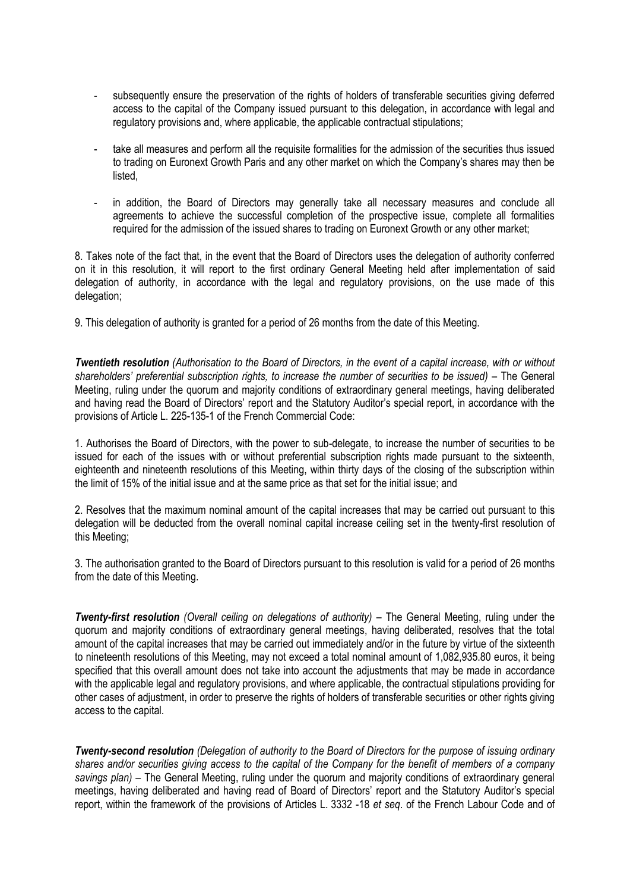- subsequently ensure the preservation of the rights of holders of transferable securities giving deferred access to the capital of the Company issued pursuant to this delegation, in accordance with legal and regulatory provisions and, where applicable, the applicable contractual stipulations;

- take all measures and perform all the requisite formalities for the admission of the securities thus issued to trading on Euronext Growth Paris and any other market on which the Company's shares may then be listed,

- in addition, the Board of Directors may generally take all necessary measures and conclude all agreements to achieve the successful completion of the prospective issue, complete all formalities required for the admission of the issued shares to trading on Euronext Growth or any other market;

8. Takes note of the fact that, in the event that the Board of Directors uses the delegation of authority conferred on it in this resolution, it will report to the first ordinary General Meeting held after implementation of said delegation of authority, in accordance with the legal and regulatory provisions, on the use made of this delegation;

9. This delegation of authority is granted for a period of 26 months from the date of this Meeting.

***Twentieth resolution*** *(Authorisation to the Board of Directors, in the event of a capital increase, with or without shareholders' preferential subscription rights, to increase the number of securities to be issued)* – The General Meeting, ruling under the quorum and majority conditions of extraordinary general meetings, having deliberated and having read the Board of Directors' report and the Statutory Auditor's special report, in accordance with the provisions of Article L. 225-135-1 of the French Commercial Code:

1. Authorises the Board of Directors, with the power to sub-delegate, to increase the number of securities to be issued for each of the issues with or without preferential subscription rights made pursuant to the sixteenth, eighteenth and nineteenth resolutions of this Meeting, within thirty days of the closing of the subscription within the limit of 15% of the initial issue and at the same price as that set for the initial issue; and

2. Resolves that the maximum nominal amount of the capital increases that may be carried out pursuant to this delegation will be deducted from the overall nominal capital increase ceiling set in the twenty-first resolution of this Meeting;

3. The authorisation granted to the Board of Directors pursuant to this resolution is valid for a period of 26 months from the date of this Meeting.

***Twenty-first resolution*** *(Overall ceiling on delegations of authority)* – The General Meeting, ruling under the quorum and majority conditions of extraordinary general meetings, having deliberated, resolves that the total amount of the capital increases that may be carried out immediately and/or in the future by virtue of the sixteenth to nineteenth resolutions of this Meeting, may not exceed a total nominal amount of 1,082,935.80 euros, it being specified that this overall amount does not take into account the adjustments that may be made in accordance with the applicable legal and regulatory provisions, and where applicable, the contractual stipulations providing for other cases of adjustment, in order to preserve the rights of holders of transferable securities or other rights giving access to the capital.

***Twenty-second resolution*** *(Delegation of authority to the Board of Directors for the purpose of issuing ordinary shares and/or securities giving access to the capital of the Company for the benefit of members of a company savings plan)* – The General Meeting, ruling under the quorum and majority conditions of extraordinary general meetings, having deliberated and having read of Board of Directors' report and the Statutory Auditor's special report, within the framework of the provisions of Articles L. 3332 -18 *et seq*. of the French Labour Code and of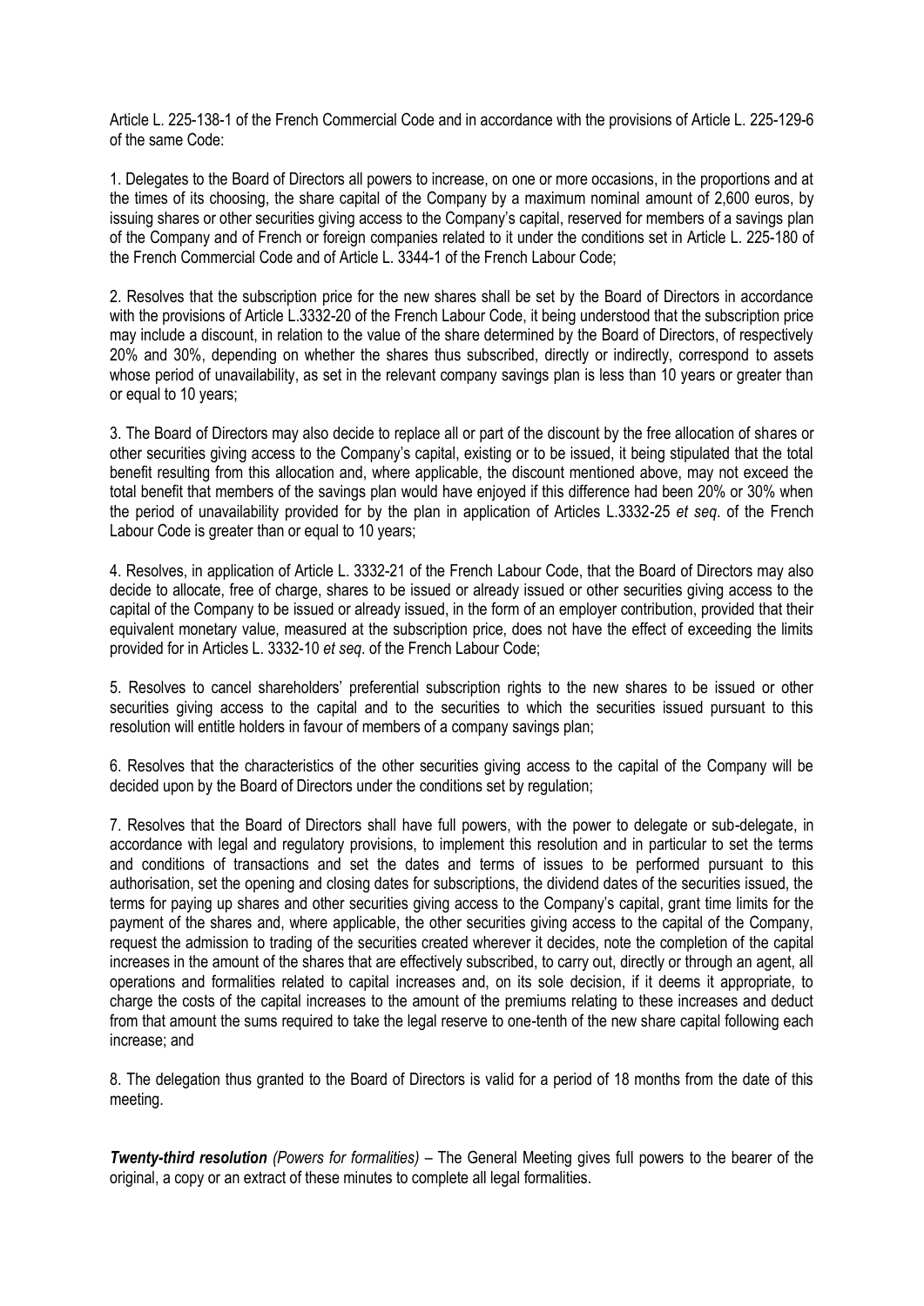Article L. 225-138-1 of the French Commercial Code and in accordance with the provisions of Article L. 225-129-6 of the same Code:

1. Delegates to the Board of Directors all powers to increase, on one or more occasions, in the proportions and at the times of its choosing, the share capital of the Company by a maximum nominal amount of 2,600 euros, by issuing shares or other securities giving access to the Company's capital, reserved for members of a savings plan of the Company and of French or foreign companies related to it under the conditions set in Article L. 225-180 of the French Commercial Code and of Article L. 3344-1 of the French Labour Code;

2. Resolves that the subscription price for the new shares shall be set by the Board of Directors in accordance with the provisions of Article L.3332-20 of the French Labour Code, it being understood that the subscription price may include a discount, in relation to the value of the share determined by the Board of Directors, of respectively 20% and 30%, depending on whether the shares thus subscribed, directly or indirectly, correspond to assets whose period of unavailability, as set in the relevant company savings plan is less than 10 years or greater than or equal to 10 years;

3. The Board of Directors may also decide to replace all or part of the discount by the free allocation of shares or other securities giving access to the Company's capital, existing or to be issued, it being stipulated that the total benefit resulting from this allocation and, where applicable, the discount mentioned above, may not exceed the total benefit that members of the savings plan would have enjoyed if this difference had been 20% or 30% when the period of unavailability provided for by the plan in application of Articles L.3332-25 *et seq*. of the French Labour Code is greater than or equal to 10 years;

4. Resolves, in application of Article L. 3332-21 of the French Labour Code, that the Board of Directors may also decide to allocate, free of charge, shares to be issued or already issued or other securities giving access to the capital of the Company to be issued or already issued, in the form of an employer contribution, provided that their equivalent monetary value, measured at the subscription price, does not have the effect of exceeding the limits provided for in Articles L. 3332-10 *et seq*. of the French Labour Code;

5. Resolves to cancel shareholders' preferential subscription rights to the new shares to be issued or other securities giving access to the capital and to the securities to which the securities issued pursuant to this resolution will entitle holders in favour of members of a company savings plan;

6. Resolves that the characteristics of the other securities giving access to the capital of the Company will be decided upon by the Board of Directors under the conditions set by regulation;

7. Resolves that the Board of Directors shall have full powers, with the power to delegate or sub-delegate, in accordance with legal and regulatory provisions, to implement this resolution and in particular to set the terms and conditions of transactions and set the dates and terms of issues to be performed pursuant to this authorisation, set the opening and closing dates for subscriptions, the dividend dates of the securities issued, the terms for paying up shares and other securities giving access to the Company's capital, grant time limits for the payment of the shares and, where applicable, the other securities giving access to the capital of the Company, request the admission to trading of the securities created wherever it decides, note the completion of the capital increases in the amount of the shares that are effectively subscribed, to carry out, directly or through an agent, all operations and formalities related to capital increases and, on its sole decision, if it deems it appropriate, to charge the costs of the capital increases to the amount of the premiums relating to these increases and deduct from that amount the sums required to take the legal reserve to one-tenth of the new share capital following each increase; and

8. The delegation thus granted to the Board of Directors is valid for a period of 18 months from the date of this meeting.

***Twenty-third resolution*** *(Powers for formalities)* – The General Meeting gives full powers to the bearer of the original, a copy or an extract of these minutes to complete all legal formalities.